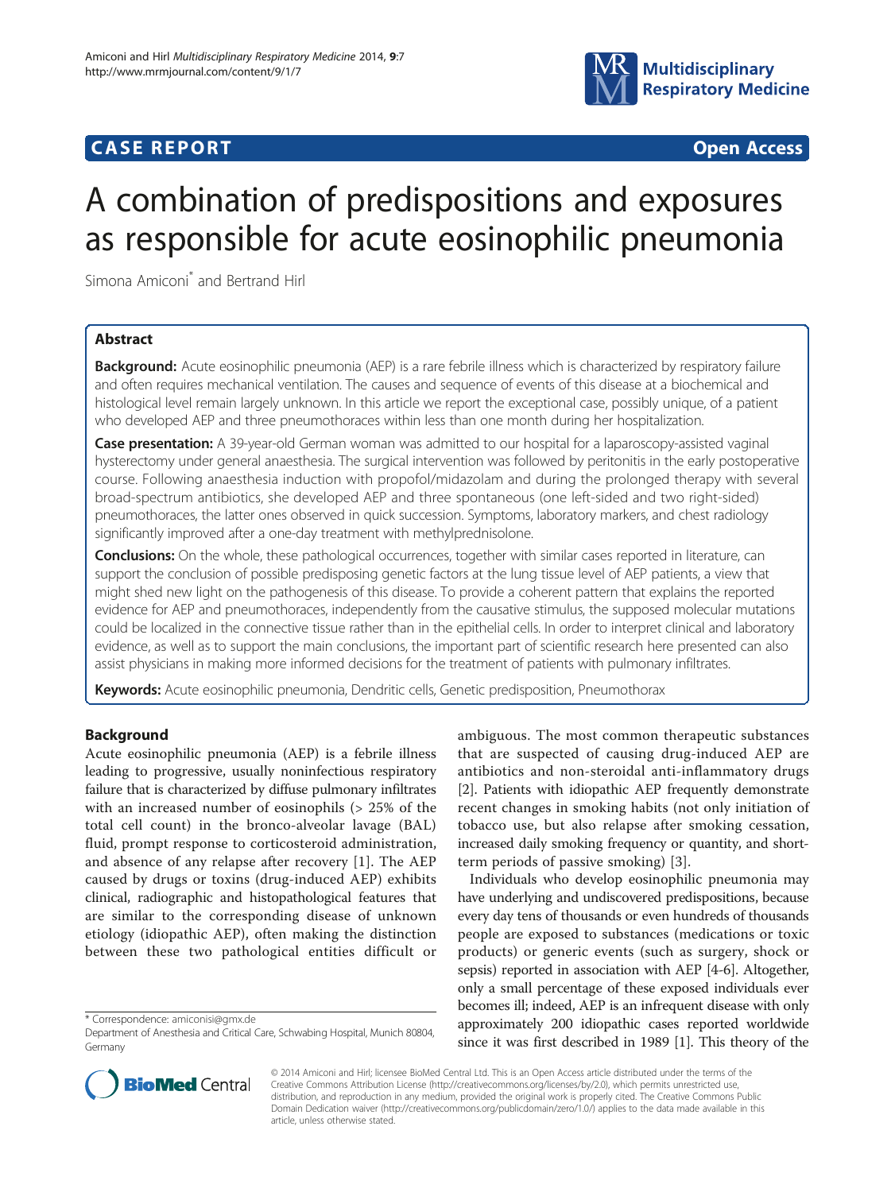**CASE REPORT** **Open Access**

# A combination of predispositions and exposures as responsible for acute eosinophilic pneumonia

Simona Amiconi* and Bertrand Hirl

## Abstract

**Background:** Acute eosinophilic pneumonia (AEP) is a rare febrile illness which is characterized by respiratory failure and often requires mechanical ventilation. The causes and sequence of events of this disease at a biochemical and histological level remain largely unknown. In this article we report the exceptional case, possibly unique, of a patient who developed AEP and three pneumothoraces within less than one month during her hospitalization.

**Case presentation:** A 39-year-old German woman was admitted to our hospital for a laparoscopy-assisted vaginal hysterectomy under general anaesthesia. The surgical intervention was followed by peritonitis in the early postoperative course. Following anaesthesia induction with propofol/midazolam and during the prolonged therapy with several broad-spectrum antibiotics, she developed AEP and three spontaneous (one left-sided and two right-sided) pneumothoraces, the latter ones observed in quick succession. Symptoms, laboratory markers, and chest radiology significantly improved after a one-day treatment with methylprednisolone.

**Conclusions:** On the whole, these pathological occurrences, together with similar cases reported in literature, can support the conclusion of possible predisposing genetic factors at the lung tissue level of AEP patients, a view that might shed new light on the pathogenesis of this disease. To provide a coherent pattern that explains the reported evidence for AEP and pneumothoraces, independently from the causative stimulus, the supposed molecular mutations could be localized in the connective tissue rather than in the epithelial cells. In order to interpret clinical and laboratory evidence, as well as to support the main conclusions, the important part of scientific research here presented can also assist physicians in making more informed decisions for the treatment of patients with pulmonary infiltrates.

**Keywords:** Acute eosinophilic pneumonia, Dendritic cells, Genetic predisposition, Pneumothorax

## Background

Acute eosinophilic pneumonia (AEP) is a febrile illness leading to progressive, usually noninfectious respiratory failure that is characterized by diffuse pulmonary infiltrates with an increased number of eosinophils (> 25% of the total cell count) in the bronco-alveolar lavage (BAL) fluid, prompt response to corticosteroid administration, and absence of any relapse after recovery [1]. The AEP caused by drugs or toxins (drug-induced AEP) exhibits clinical, radiographic and histopathological features that are similar to the corresponding disease of unknown etiology (idiopathic AEP), often making the distinction between these two pathological entities difficult or ambiguous. The most common therapeutic substances that are suspected of causing drug-induced AEP are antibiotics and non-steroidal anti-inflammatory drugs [2]. Patients with idiopathic AEP frequently demonstrate recent changes in smoking habits (not only initiation of tobacco use, but also relapse after smoking cessation, increased daily smoking frequency or quantity, and short-term periods of passive smoking) [3].

Individuals who develop eosinophilic pneumonia may have underlying and undiscovered predispositions, because every day tens of thousands or even hundreds of thousands people are exposed to substances (medications or toxic products) or generic events (such as surgery, shock or sepsis) reported in association with AEP [4-6]. Altogether, only a small percentage of these exposed individuals ever becomes ill; indeed, AEP is an infrequent disease with only approximately 200 idiopathic cases reported worldwide since it was first described in 1989 [1]. This theory of the

* Correspondence: amiconisi@gmx.de
Department of Anesthesia and Critical Care, Schwabing Hospital, Munich 80804, Germany

© 2014 Amiconi and Hirl; licensee BioMed Central Ltd. This is an Open Access article distributed under the terms of the Creative Commons Attribution License (http://creativecommons.org/licenses/by/2.0), which permits unrestricted use, distribution, and reproduction in any medium, provided the original work is properly cited. The Creative Commons Public Domain Dedication waiver (http://creativecommons.org/publicdomain/zero/1.0/) applies to the data made available in this article, unless otherwise stated.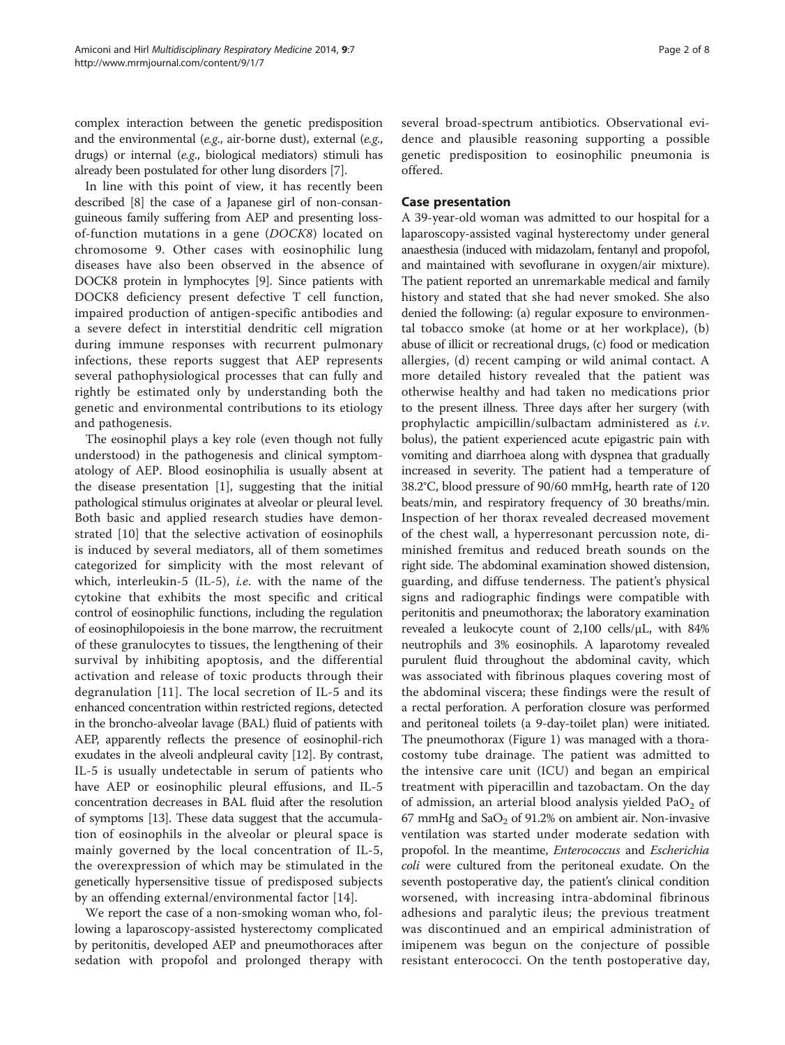complex interaction between the genetic predisposition and the environmental (*e.g.*, air-borne dust), external (*e.g.*, drugs) or internal (*e.g.*, biological mediators) stimuli has already been postulated for other lung disorders [7].

In line with this point of view, it has recently been described [8] the case of a Japanese girl of non-consanguineous family suffering from AEP and presenting loss-of-function mutations in a gene (*DOCK8*) located on chromosome 9. Other cases with eosinophilic lung diseases have also been observed in the absence of DOCK8 protein in lymphocytes [9]. Since patients with DOCK8 deficiency present defective T cell function, impaired production of antigen-specific antibodies and a severe defect in interstitial dendritic cell migration during immune responses with recurrent pulmonary infections, these reports suggest that AEP represents several pathophysiological processes that can fully and rightly be estimated only by understanding both the genetic and environmental contributions to its etiology and pathogenesis.

The eosinophil plays a key role (even though not fully understood) in the pathogenesis and clinical symptomatology of AEP. Blood eosinophilia is usually absent at the disease presentation [1], suggesting that the initial pathological stimulus originates at alveolar or pleural level. Both basic and applied research studies have demonstrated [10] that the selective activation of eosinophils is induced by several mediators, all of them sometimes categorized for simplicity with the most relevant of which, interleukin-5 (IL-5), *i.e.* with the name of the cytokine that exhibits the most specific and critical control of eosinophilic functions, including the regulation of eosinophilopoiesis in the bone marrow, the recruitment of these granulocytes to tissues, the lengthening of their survival by inhibiting apoptosis, and the differential activation and release of toxic products through their degranulation [11]. The local secretion of IL-5 and its enhanced concentration within restricted regions, detected in the broncho-alveolar lavage (BAL) fluid of patients with AEP, apparently reflects the presence of eosinophil-rich exudates in the alveoli andpleural cavity [12]. By contrast, IL-5 is usually undetectable in serum of patients who have AEP or eosinophilic pleural effusions, and IL-5 concentration decreases in BAL fluid after the resolution of symptoms [13]. These data suggest that the accumulation of eosinophils in the alveolar or pleural space is mainly governed by the local concentration of IL-5, the overexpression of which may be stimulated in the genetically hypersensitive tissue of predisposed subjects by an offending external/environmental factor [14].

We report the case of a non-smoking woman who, following a laparoscopy-assisted hysterectomy complicated by peritonitis, developed AEP and pneumothoraces after sedation with propofol and prolonged therapy with several broad-spectrum antibiotics. Observational evidence and plausible reasoning supporting a possible genetic predisposition to eosinophilic pneumonia is offered.

## Case presentation

A 39-year-old woman was admitted to our hospital for a laparoscopy-assisted vaginal hysterectomy under general anaesthesia (induced with midazolam, fentanyl and propofol, and maintained with sevoflurane in oxygen/air mixture). The patient reported an unremarkable medical and family history and stated that she had never smoked. She also denied the following: (a) regular exposure to environmental tobacco smoke (at home or at her workplace), (b) abuse of illicit or recreational drugs, (c) food or medication allergies, (d) recent camping or wild animal contact. A more detailed history revealed that the patient was otherwise healthy and had taken no medications prior to the present illness. Three days after her surgery (with prophylactic ampicillin/sulbactam administered as *i.v.* bolus), the patient experienced acute epigastric pain with vomiting and diarrhoea along with dyspnea that gradually increased in severity. The patient had a temperature of 38.2°C, blood pressure of 90/60 mmHg, hearth rate of 120 beats/min, and respiratory frequency of 30 breaths/min. Inspection of her thorax revealed decreased movement of the chest wall, a hyperresonant percussion note, diminished fremitus and reduced breath sounds on the right side. The abdominal examination showed distension, guarding, and diffuse tenderness. The patient's physical signs and radiographic findings were compatible with peritonitis and pneumothorax; the laboratory examination revealed a leukocyte count of 2,100 cells/μL, with 84% neutrophils and 3% eosinophils. A laparotomy revealed purulent fluid throughout the abdominal cavity, which was associated with fibrinous plaques covering most of the abdominal viscera; these findings were the result of a rectal perforation. A perforation closure was performed and peritoneal toilets (a 9-day-toilet plan) were initiated. The pneumothorax (Figure 1) was managed with a thoracostomy tube drainage. The patient was admitted to the intensive care unit (ICU) and began an empirical treatment with piperacillin and tazobactam. On the day of admission, an arterial blood analysis yielded $PaO_2$ of 67 mmHg and $SaO_2$ of 91.2% on ambient air. Non-invasive ventilation was started under moderate sedation with propofol. In the meantime, *Enterococcus* and *Escherichia coli* were cultured from the peritoneal exudate. On the seventh postoperative day, the patient's clinical condition worsened, with increasing intra-abdominal fibrinous adhesions and paralytic ileus; the previous treatment was discontinued and an empirical administration of imipenem was begun on the conjecture of possible resistant enterococci. On the tenth postoperative day,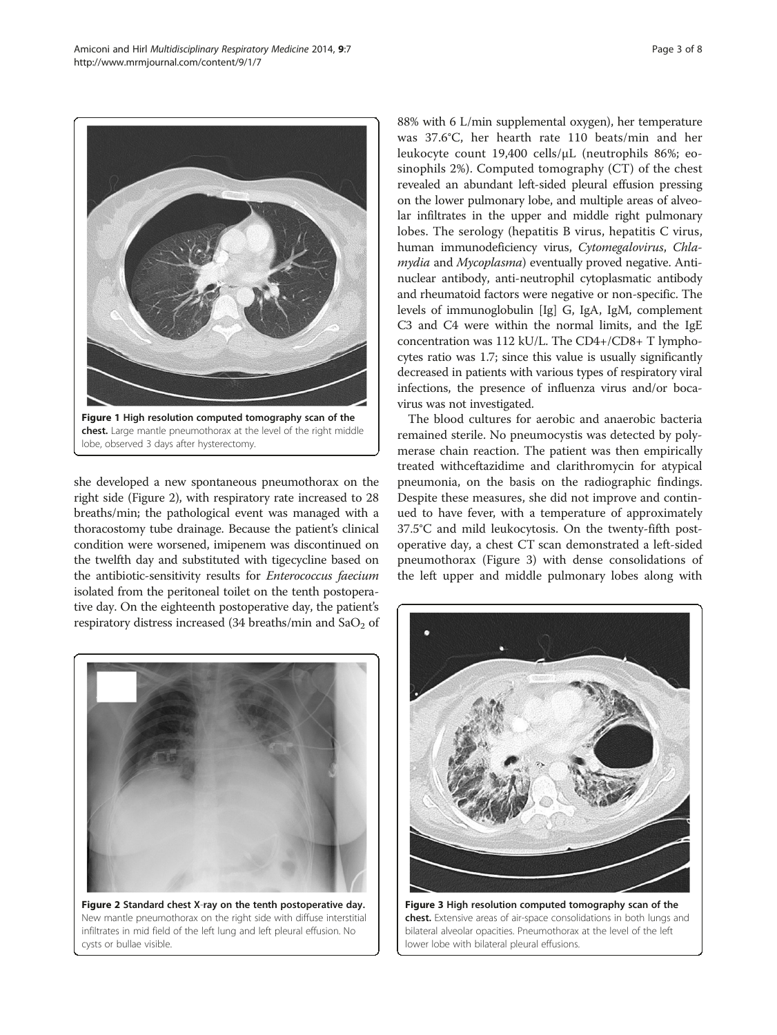Figure 1 High resolution computed tomography scan of the chest. Large mantle pneumothorax at the level of the right middle lobe, observed 3 days after hysterectomy.

she developed a new spontaneous pneumothorax on the right side (Figure 2), with respiratory rate increased to 28 breaths/min; the pathological event was managed with a thoracostomy tube drainage. Because the patient's clinical condition were worsened, imipenem was discontinued on the twelfth day and substituted with tigecycline based on the antibiotic-sensitivity results for *Enterococcus faecium* isolated from the peritoneal toilet on the tenth postoperative day. On the eighteenth postoperative day, the patient's respiratory distress increased (34 breaths/min and $SaO_2$ of 88% with 6 L/min supplemental oxygen), her temperature was 37.6°C, her hearth rate 110 beats/min and her leukocyte count 19,400 cells/μL (neutrophils 86%; eosinophils 2%). Computed tomography (CT) of the chest revealed an abundant left-sided pleural effusion pressing on the lower pulmonary lobe, and multiple areas of alveolar infiltrates in the upper and middle right pulmonary lobes. The serology (hepatitis B virus, hepatitis C virus, human immunodeficiency virus, *Cytomegalovirus*, *Chlamydia* and *Mycoplasma*) eventually proved negative. Antinuclear antibody, anti-neutrophil cytoplasmatic antibody and rheumatoid factors were negative or non-specific. The levels of immunoglobulin [Ig] G, IgA, IgM, complement C3 and C4 were within the normal limits, and the IgE concentration was 112 kU/L. The CD4+/CD8+ T lymphocytes ratio was 1.7; since this value is usually significantly decreased in patients with various types of respiratory viral infections, the presence of influenza virus and/or bocavirus was not investigated.

The blood cultures for aerobic and anaerobic bacteria remained sterile. No pneumocystis was detected by polymerase chain reaction. The patient was then empirically treated withceftazidime and clarithromycin for atypical pneumonia, on the basis on the radiographic findings. Despite these measures, she did not improve and continued to have fever, with a temperature of approximately 37.5°C and mild leukocytosis. On the twenty-fifth postoperative day, a chest CT scan demonstrated a left-sided pneumothorax (Figure 3) with dense consolidations of the left upper and middle pulmonary lobes along with

Figure 2 Standard chest X-ray on the tenth postoperative day. New mantle pneumothorax on the right side with diffuse interstitial infiltrates in mid field of the left lung and left pleural effusion. No cysts or bullae visible.

Figure 3 High resolution computed tomography scan of the chest. Extensive areas of air-space consolidations in both lungs and bilateral alveolar opacities. Pneumothorax at the level of the left lower lobe with bilateral pleural effusions.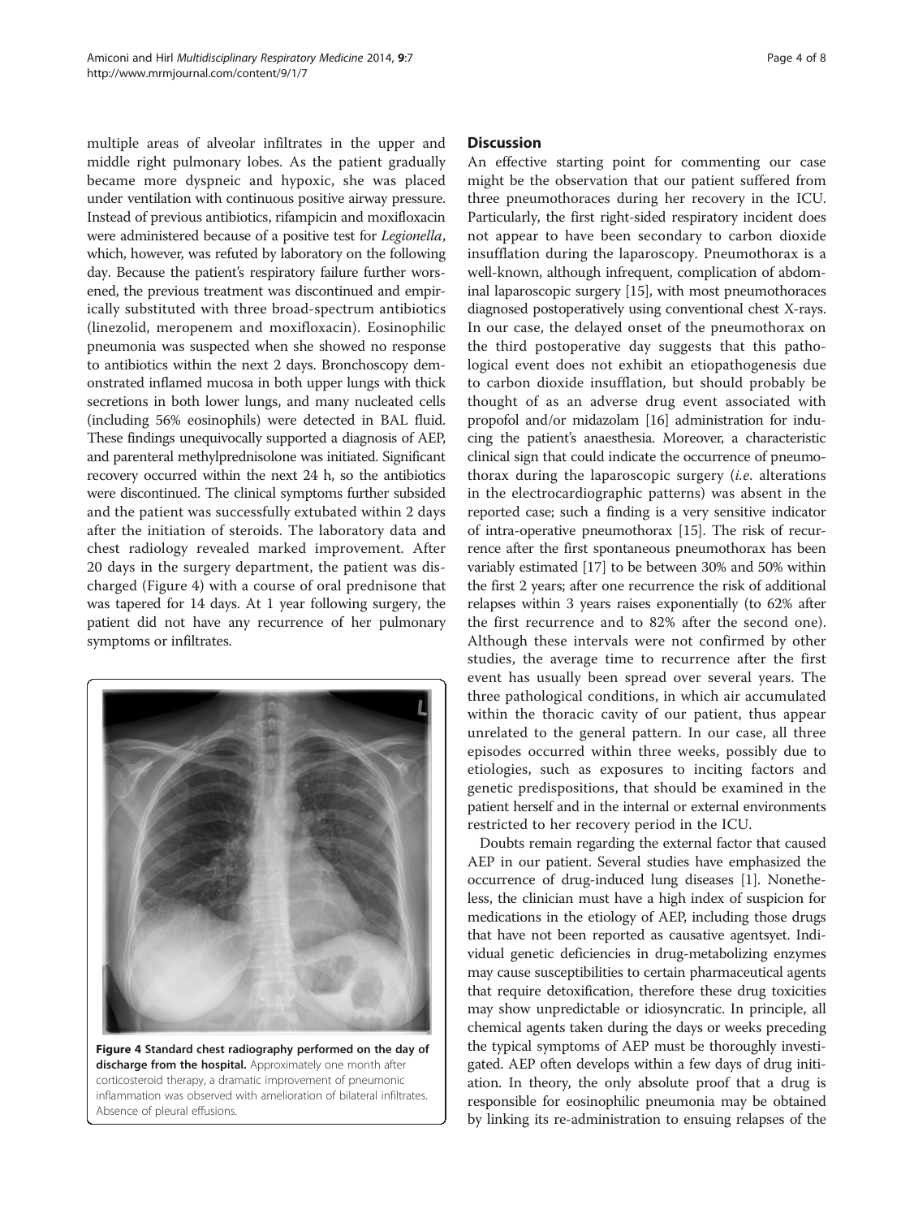multiple areas of alveolar infiltrates in the upper and middle right pulmonary lobes. As the patient gradually became more dyspneic and hypoxic, she was placed under ventilation with continuous positive airway pressure. Instead of previous antibiotics, rifampicin and moxifloxacin were administered because of a positive test for *Legionella*, which, however, was refuted by laboratory on the following day. Because the patient's respiratory failure further worsened, the previous treatment was discontinued and empirically substituted with three broad-spectrum antibiotics (linezolid, meropenem and moxifloxacin). Eosinophilic pneumonia was suspected when she showed no response to antibiotics within the next 2 days. Bronchoscopy demonstrated inflamed mucosa in both upper lungs with thick secretions in both lower lungs, and many nucleated cells (including 56% eosinophils) were detected in BAL fluid. These findings unequivocally supported a diagnosis of AEP, and parenteral methylprednisolone was initiated. Significant recovery occurred within the next 24 h, so the antibiotics were discontinued. The clinical symptoms further subsided and the patient was successfully extubated within 2 days after the initiation of steroids. The laboratory data and chest radiology revealed marked improvement. After 20 days in the surgery department, the patient was discharged (Figure 4) with a course of oral prednisone that was tapered for 14 days. At 1 year following surgery, the patient did not have any recurrence of her pulmonary symptoms or infiltrates.

**Figure 4 Standard chest radiography performed on the day of discharge from the hospital.** Approximately one month after corticosteroid therapy, a dramatic improvement of pneumonic inflammation was observed with amelioration of bilateral infiltrates. Absence of pleural effusions.

## Discussion

An effective starting point for commenting our case might be the observation that our patient suffered from three pneumothoraces during her recovery in the ICU. Particularly, the first right-sided respiratory incident does not appear to have been secondary to carbon dioxide insufflation during the laparoscopy. Pneumothorax is a well-known, although infrequent, complication of abdominal laparoscopic surgery [15], with most pneumothoraces diagnosed postoperatively using conventional chest X-rays. In our case, the delayed onset of the pneumothorax on the third postoperative day suggests that this pathological event does not exhibit an etiopathogenesis due to carbon dioxide insufflation, but should probably be thought of as an adverse drug event associated with propofol and/or midazolam [16] administration for inducing the patient's anaesthesia. Moreover, a characteristic clinical sign that could indicate the occurrence of pneumothorax during the laparoscopic surgery (*i.e.* alterations in the electrocardiographic patterns) was absent in the reported case; such a finding is a very sensitive indicator of intra-operative pneumothorax [15]. The risk of recurrence after the first spontaneous pneumothorax has been variably estimated [17] to be between 30% and 50% within the first 2 years; after one recurrence the risk of additional relapses within 3 years raises exponentially (to 62% after the first recurrence and to 82% after the second one). Although these intervals were not confirmed by other studies, the average time to recurrence after the first event has usually been spread over several years. The three pathological conditions, in which air accumulated within the thoracic cavity of our patient, thus appear unrelated to the general pattern. In our case, all three episodes occurred within three weeks, possibly due to etiologies, such as exposures to inciting factors and genetic predispositions, that should be examined in the patient herself and in the internal or external environments restricted to her recovery period in the ICU.

Doubts remain regarding the external factor that caused AEP in our patient. Several studies have emphasized the occurrence of drug-induced lung diseases [1]. Nonetheless, the clinician must have a high index of suspicion for medications in the etiology of AEP, including those drugs that have not been reported as causative agentsyet. Individual genetic deficiencies in drug-metabolizing enzymes may cause susceptibilities to certain pharmaceutical agents that require detoxification, therefore these drug toxicities may show unpredictable or idiosyncratic. In principle, all chemical agents taken during the days or weeks preceding the typical symptoms of AEP must be thoroughly investigated. AEP often develops within a few days of drug initiation. In theory, the only absolute proof that a drug is responsible for eosinophilic pneumonia may be obtained by linking its re-administration to ensuing relapses of the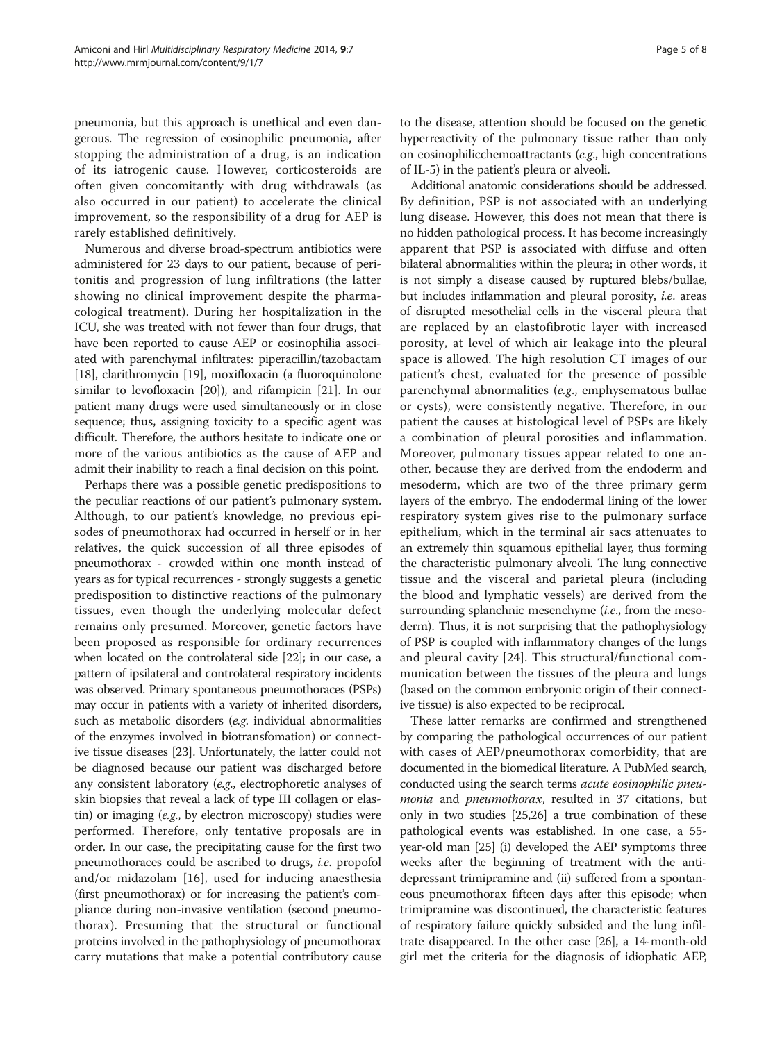pneumonia, but this approach is unethical and even dangerous. The regression of eosinophilic pneumonia, after stopping the administration of a drug, is an indication of its iatrogenic cause. However, corticosteroids are often given concomitantly with drug withdrawals (as also occurred in our patient) to accelerate the clinical improvement, so the responsibility of a drug for AEP is rarely established definitively.

Numerous and diverse broad-spectrum antibiotics were administered for 23 days to our patient, because of peritonitis and progression of lung infiltrations (the latter showing no clinical improvement despite the pharmacological treatment). During her hospitalization in the ICU, she was treated with not fewer than four drugs, that have been reported to cause AEP or eosinophilia associated with parenchymal infiltrates: piperacillin/tazobactam [18], clarithromycin [19], moxifloxacin (a fluoroquinolone similar to levofloxacin [20]), and rifampicin [21]. In our patient many drugs were used simultaneously or in close sequence; thus, assigning toxicity to a specific agent was difficult. Therefore, the authors hesitate to indicate one or more of the various antibiotics as the cause of AEP and admit their inability to reach a final decision on this point.

Perhaps there was a possible genetic predispositions to the peculiar reactions of our patient's pulmonary system. Although, to our patient's knowledge, no previous episodes of pneumothorax had occurred in herself or in her relatives, the quick succession of all three episodes of pneumothorax - crowded within one month instead of years as for typical recurrences - strongly suggests a genetic predisposition to distinctive reactions of the pulmonary tissues, even though the underlying molecular defect remains only presumed. Moreover, genetic factors have been proposed as responsible for ordinary recurrences when located on the controlateral side [22]; in our case, a pattern of ipsilateral and controlateral respiratory incidents was observed. Primary spontaneous pneumothoraces (PSPs) may occur in patients with a variety of inherited disorders, such as metabolic disorders (*e.g.* individual abnormalities of the enzymes involved in biotransfomation) or connective tissue diseases [23]. Unfortunately, the latter could not be diagnosed because our patient was discharged before any consistent laboratory (*e.g.*, electrophoretic analyses of skin biopsies that reveal a lack of type III collagen or elastin) or imaging (*e.g.*, by electron microscopy) studies were performed. Therefore, only tentative proposals are in order. In our case, the precipitating cause for the first two pneumothoraces could be ascribed to drugs, *i.e.* propofol and/or midazolam [16], used for inducing anaesthesia (first pneumothorax) or for increasing the patient's compliance during non-invasive ventilation (second pneumothorax). Presuming that the structural or functional proteins involved in the pathophysiology of pneumothorax carry mutations that make a potential contributory cause to the disease, attention should be focused on the genetic hyperreactivity of the pulmonary tissue rather than only on eosinophilicchemoattractants (*e.g.*, high concentrations of IL-5) in the patient's pleura or alveoli.

Additional anatomic considerations should be addressed. By definition, PSP is not associated with an underlying lung disease. However, this does not mean that there is no hidden pathological process. It has become increasingly apparent that PSP is associated with diffuse and often bilateral abnormalities within the pleura; in other words, it is not simply a disease caused by ruptured blebs/bullae, but includes inflammation and pleural porosity, *i.e.* areas of disrupted mesothelial cells in the visceral pleura that are replaced by an elastofibrotic layer with increased porosity, at level of which air leakage into the pleural space is allowed. The high resolution CT images of our patient's chest, evaluated for the presence of possible parenchymal abnormalities (*e.g.*, emphysematous bullae or cysts), were consistently negative. Therefore, in our patient the causes at histological level of PSPs are likely a combination of pleural porosities and inflammation. Moreover, pulmonary tissues appear related to one another, because they are derived from the endoderm and mesoderm, which are two of the three primary germ layers of the embryo. The endodermal lining of the lower respiratory system gives rise to the pulmonary surface epithelium, which in the terminal air sacs attenuates to an extremely thin squamous epithelial layer, thus forming the characteristic pulmonary alveoli. The lung connective tissue and the visceral and parietal pleura (including the blood and lymphatic vessels) are derived from the surrounding splanchnic mesenchyme (*i.e.*, from the mesoderm). Thus, it is not surprising that the pathophysiology of PSP is coupled with inflammatory changes of the lungs and pleural cavity [24]. This structural/functional communication between the tissues of the pleura and lungs (based on the common embryonic origin of their connective tissue) is also expected to be reciprocal.

These latter remarks are confirmed and strengthened by comparing the pathological occurrences of our patient with cases of AEP/pneumothorax comorbidity, that are documented in the biomedical literature. A PubMed search, conducted using the search terms *acute eosinophilic pneumonia* and *pneumothorax*, resulted in 37 citations, but only in two studies [25,26] a true combination of these pathological events was established. In one case, a 55-year-old man [25] (i) developed the AEP symptoms three weeks after the beginning of treatment with the antidepressant trimipramine and (ii) suffered from a spontaneous pneumothorax fifteen days after this episode; when trimipramine was discontinued, the characteristic features of respiratory failure quickly subsided and the lung infiltrate disappeared. In the other case [26], a 14-month-old girl met the criteria for the diagnosis of idiopathic AEP,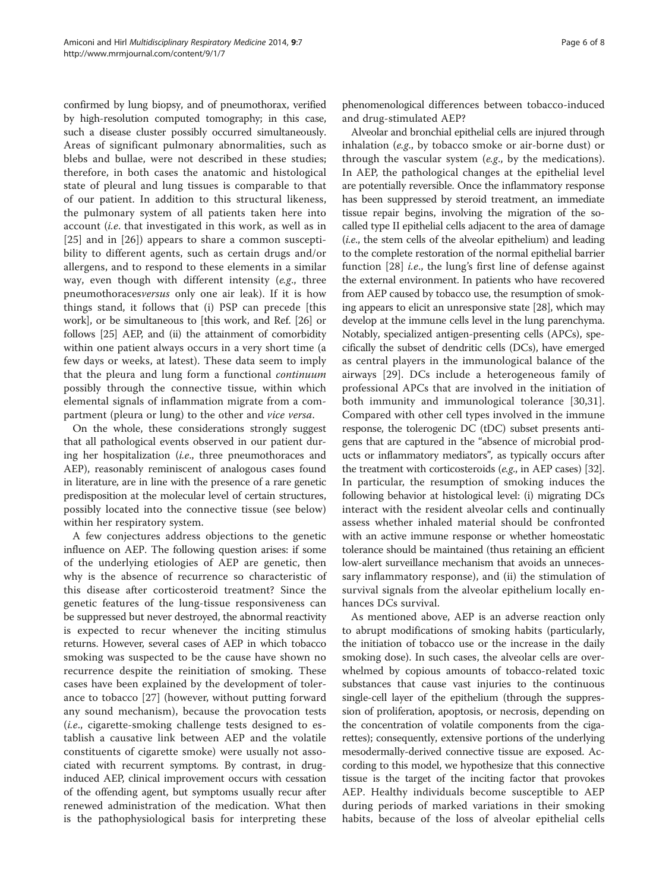confirmed by lung biopsy, and of pneumothorax, verified by high-resolution computed tomography; in this case, such a disease cluster possibly occurred simultaneously. Areas of significant pulmonary abnormalities, such as blebs and bullae, were not described in these studies; therefore, in both cases the anatomic and histological state of pleural and lung tissues is comparable to that of our patient. In addition to this structural likeness, the pulmonary system of all patients taken here into account (*i.e.* that investigated in this work, as well as in [25] and in [26]) appears to share a common susceptibility to different agents, such as certain drugs and/or allergens, and to respond to these elements in a similar way, even though with different intensity (*e.g.*, three pneumothoraces*versus* only one air leak). If it is how things stand, it follows that (i) PSP can precede [this work], or be simultaneous to [this work, and Ref. [26] or follows [25] AEP, and (ii) the attainment of comorbidity within one patient always occurs in a very short time (a few days or weeks, at latest). These data seem to imply that the pleura and lung form a functional *continuum* possibly through the connective tissue, within which elemental signals of inflammation migrate from a compartment (pleura or lung) to the other and *vice versa*.

On the whole, these considerations strongly suggest that all pathological events observed in our patient during her hospitalization (*i.e.*, three pneumothoraces and AEP), reasonably reminiscent of analogous cases found in literature, are in line with the presence of a rare genetic predisposition at the molecular level of certain structures, possibly located into the connective tissue (see below) within her respiratory system.

A few conjectures address objections to the genetic influence on AEP. The following question arises: if some of the underlying etiologies of AEP are genetic, then why is the absence of recurrence so characteristic of this disease after corticosteroid treatment? Since the genetic features of the lung-tissue responsiveness can be suppressed but never destroyed, the abnormal reactivity is expected to recur whenever the inciting stimulus returns. However, several cases of AEP in which tobacco smoking was suspected to be the cause have shown no recurrence despite the reinitiation of smoking. These cases have been explained by the development of tolerance to tobacco [27] (however, without putting forward any sound mechanism), because the provocation tests (*i.e.*, cigarette-smoking challenge tests designed to establish a causative link between AEP and the volatile constituents of cigarette smoke) were usually not associated with recurrent symptoms. By contrast, in drug-induced AEP, clinical improvement occurs with cessation of the offending agent, but symptoms usually recur after renewed administration of the medication. What then is the pathophysiological basis for interpreting these phenomenological differences between tobacco-induced and drug-stimulated AEP?

Alveolar and bronchial epithelial cells are injured through inhalation (*e.g.*, by tobacco smoke or air-borne dust) or through the vascular system (*e.g.*, by the medications). In AEP, the pathological changes at the epithelial level are potentially reversible. Once the inflammatory response has been suppressed by steroid treatment, an immediate tissue repair begins, involving the migration of the so-called type II epithelial cells adjacent to the area of damage (*i.e.*, the stem cells of the alveolar epithelium) and leading to the complete restoration of the normal epithelial barrier function [28] *i.e.*, the lung's first line of defense against the external environment. In patients who have recovered from AEP caused by tobacco use, the resumption of smoking appears to elicit an unresponsive state [28], which may develop at the immune cells level in the lung parenchyma. Notably, specialized antigen-presenting cells (APCs), specifically the subset of dendritic cells (DCs), have emerged as central players in the immunological balance of the airways [29]. DCs include a heterogeneous family of professional APCs that are involved in the initiation of both immunity and immunological tolerance [30,31]. Compared with other cell types involved in the immune response, the tolerogenic DC (tDC) subset presents antigens that are captured in the "absence of microbial products or inflammatory mediators", as typically occurs after the treatment with corticosteroids (*e.g.*, in AEP cases) [32]. In particular, the resumption of smoking induces the following behavior at histological level: (i) migrating DCs interact with the resident alveolar cells and continually assess whether inhaled material should be confronted with an active immune response or whether homeostatic tolerance should be maintained (thus retaining an efficient low-alert surveillance mechanism that avoids an unnecessary inflammatory response), and (ii) the stimulation of survival signals from the alveolar epithelium locally enhances DCs survival.

As mentioned above, AEP is an adverse reaction only to abrupt modifications of smoking habits (particularly, the initiation of tobacco use or the increase in the daily smoking dose). In such cases, the alveolar cells are overwhelmed by copious amounts of tobacco-related toxic substances that cause vast injuries to the continuous single-cell layer of the epithelium (through the suppression of proliferation, apoptosis, or necrosis, depending on the concentration of volatile components from the cigarettes); consequently, extensive portions of the underlying mesodermally-derived connective tissue are exposed. According to this model, we hypothesize that this connective tissue is the target of the inciting factor that provokes AEP. Healthy individuals become susceptible to AEP during periods of marked variations in their smoking habits, because of the loss of alveolar epithelial cells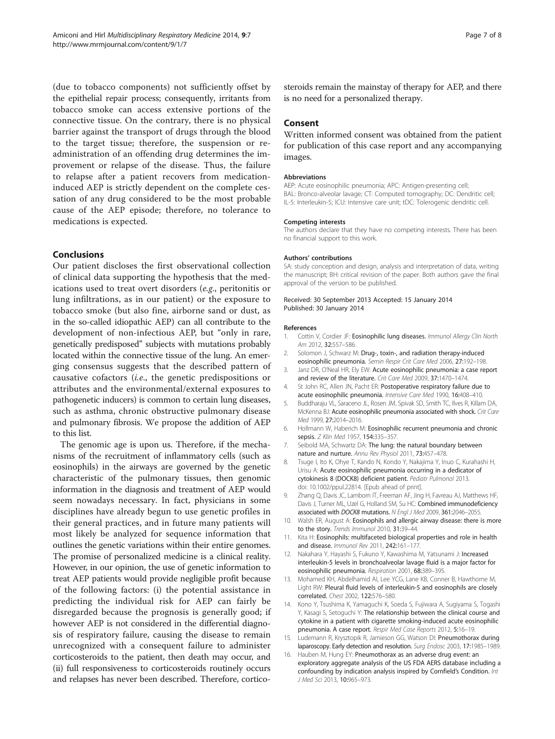(due to tobacco components) not sufficiently offset by the epithelial repair process; consequently, irritants from tobacco smoke can access extensive portions of the connective tissue. On the contrary, there is no physical barrier against the transport of drugs through the blood to the target tissue; therefore, the suspension or re-administration of an offending drug determines the improvement or relapse of the disease. Thus, the failure to relapse after a patient recovers from medication-induced AEP is strictly dependent on the complete cessation of any drug considered to be the most probable cause of the AEP episode; therefore, no tolerance to medications is expected.

## Conclusions

Our patient discloses the first observational collection of clinical data supporting the hypothesis that the medications used to treat overt disorders (*e.g.*, peritonitis or lung infiltrations, as in our patient) or the exposure to tobacco smoke (but also fine, airborne sand or dust, as in the so-called idiopathic AEP) can all contribute to the development of non-infectious AEP, but "only in rare, genetically predisposed" subjects with mutations probably located within the connective tissue of the lung. An emerging consensus suggests that the described pattern of causative cofactors (*i.e.*, the genetic predispositions or attributes and the environmental/external exposures to pathogenetic inducers) is common to certain lung diseases, such as asthma, chronic obstructive pulmonary disease and pulmonary fibrosis. We propose the addition of AEP to this list.

The genomic age is upon us. Therefore, if the mechanisms of the recruitment of inflammatory cells (such as eosinophils) in the airways are governed by the genetic characteristic of the pulmonary tissues, then genomic information in the diagnosis and treatment of AEP would seem nowadays necessary. In fact, physicians in some disciplines have already begun to use genetic profiles in their general practices, and in future many patients will most likely be analyzed for sequence information that outlines the genetic variations within their entire genomes. The promise of personalized medicine is a clinical reality. However, in our opinion, the use of genetic information to treat AEP patients would provide negligible profit because of the following factors: (i) the potential assistance in predicting the individual risk for AEP can fairly be disregarded because the prognosis is generally good; if however AEP is not considered in the differential diagnosis of respiratory failure, causing the disease to remain unrecognized with a consequent failure to administer corticosteroids to the patient, then death may occur, and (ii) full responsiveness to corticosteroids routinely occurs and relapses has never been described. Therefore, corticosteroids remain the mainstay of therapy for AEP, and there is no need for a personalized therapy.

## Consent

Written informed consent was obtained from the patient for publication of this case report and any accompanying images.

#### Abbreviations

AEP: Acute eosinophilic pneumonia; APC: Antigen-presenting cell; BAL: Bronco-alveolar lavage; CT: Computed tomography; DC: Dendritic cell; IL-5: Interleukin-5; ICU: Intensive care unit; tDC: Tolerogenic dendritic cell.

#### Competing interests

The authors declare that they have no competing interests. There has been no financial support to this work.

#### Authors' contributions

SA: study conception and design, analysis and interpretation of data, writing the manuscript; BH: critical revision of the paper. Both authors gave the final approval of the version to be published.

Received: 30 September 2013 Accepted: 15 January 2014
Published: 30 January 2014

#### References

1. Cottin V, Cordier JF: **Eosinophilic lung diseases.** *Immunol Allergy Clin North Am* 2012, **32:**557–586.
2. Solomon J, Schwarz M: **Drug-, toxin-, and radiation therapy-induced eosinophilic pneumonia.** *Semin Respir Crit Care Med* 2006, **27:**192–198.
3. Janz DR, O'Neal HR, Ely EW: **Acute eosinophilic pneumonia: a case report and review of the literature.** *Crit Care Med* 2009, **37:**1470–1474.
4. St John RC, Allen JN, Pacht ER: **Postoperative respiratory failure due to acute eosinophilic pneumonia.** *Intensive Care Med* 1990, **16:**408–410.
5. Buddharaju VL, Saraceno JL, Rosen JM, Spivak SD, Smith TC, Ilves R, Killam DA, McKenna BJ: **Acute eosinophilic pneumonia associated with shock.** *Crit Care Med* 1999, **27:**2014–2016.
6. Hollmann W, Haberich M: **Eosinophilic recurrent pneumonia and chronic sepsis.** *Z Klin Med* 1957, **154:**335–357.
7. Seibold MA, Schwartz DA: **The lung: the natural boundary between nature and nurture.** *Annu Rev Physiol* 2011, **73:**457–478.
8. Tsuge I, Ito K, Ohye T, Kando N, Kondo Y, Nakajima Y, Inuo C, Kurahashi H, Urisu A: **Acute eosinophilic pneumonia occurring in a dedicator of cytokinesis 8 (DOCK8) deficient patient.** *Pediatr Pulmonol* 2013. doi: 10.1002/ppul.22814. [Epub ahead of print].
9. Zhang Q, Davis JC, Lamborn IT, Freeman AF, Jing H, Favreau AJ, Matthews HF, Davis J, Turner ML, Uzel G, Holland SM, Su HC: **Combined immunodeficiency associated with *DOCK8* mutations.** *N Engl J Med* 2009, **361:**2046–2055.
10. Walsh ER, August A: **Eosinophils and allergic airway disease: there is more to the story.** *Trends Immunol* 2010, **31:**39–44.
11. Kita H: **Eosinophils: multifaceted biological properties and role in health and disease.** *Immunol Rev* 2011, **242:**161–177.
12. Nakahara Y, Hayashi S, Fukuno Y, Kawashima M, Yatsunami J: **Increased interleukin-5 levels in bronchoalveolar lavage fluid is a major factor for eosinophilic pneumonia.** *Respiration* 2001, **68:**389–395.
13. Mohamed KH, Abdelhamid AI, Lee YCG, Lane KB, Conner B, Hawthorne M, Light RW: **Pleural fluid levels of interleukin-5 and eosinophils are closely correlated.** *Chest* 2002, **122:**576–580.
14. Kono Y, Tsushima K, Yamaguchi K, Soeda S, Fujiwara A, Sugiyama S, Togashi Y, Kasagi S, Setoguchi Y: **The relationship between the clinical course and cytokine in a patient with cigarette smoking-induced acute eosinophilic pneumonia. A case report.** *Respir Med Case Reports* 2012, **5:**16–19.
15. Ludemann R, Krysztopik R, Jamieson GG, Watson DI: **Pneumothorax during laparoscopy. Early detection and resolution.** *Surg Endosc* 2003, **17:**1985–1989.
16. Hauben M, Hung EY: **Pneumothorax as an adverse drug event: an exploratory aggregate analysis of the US FDA AERS database including a confounding by indication analysis inspired by Cornfield's Condition.** *Int J Med Sci* 2013, **10:**965–973.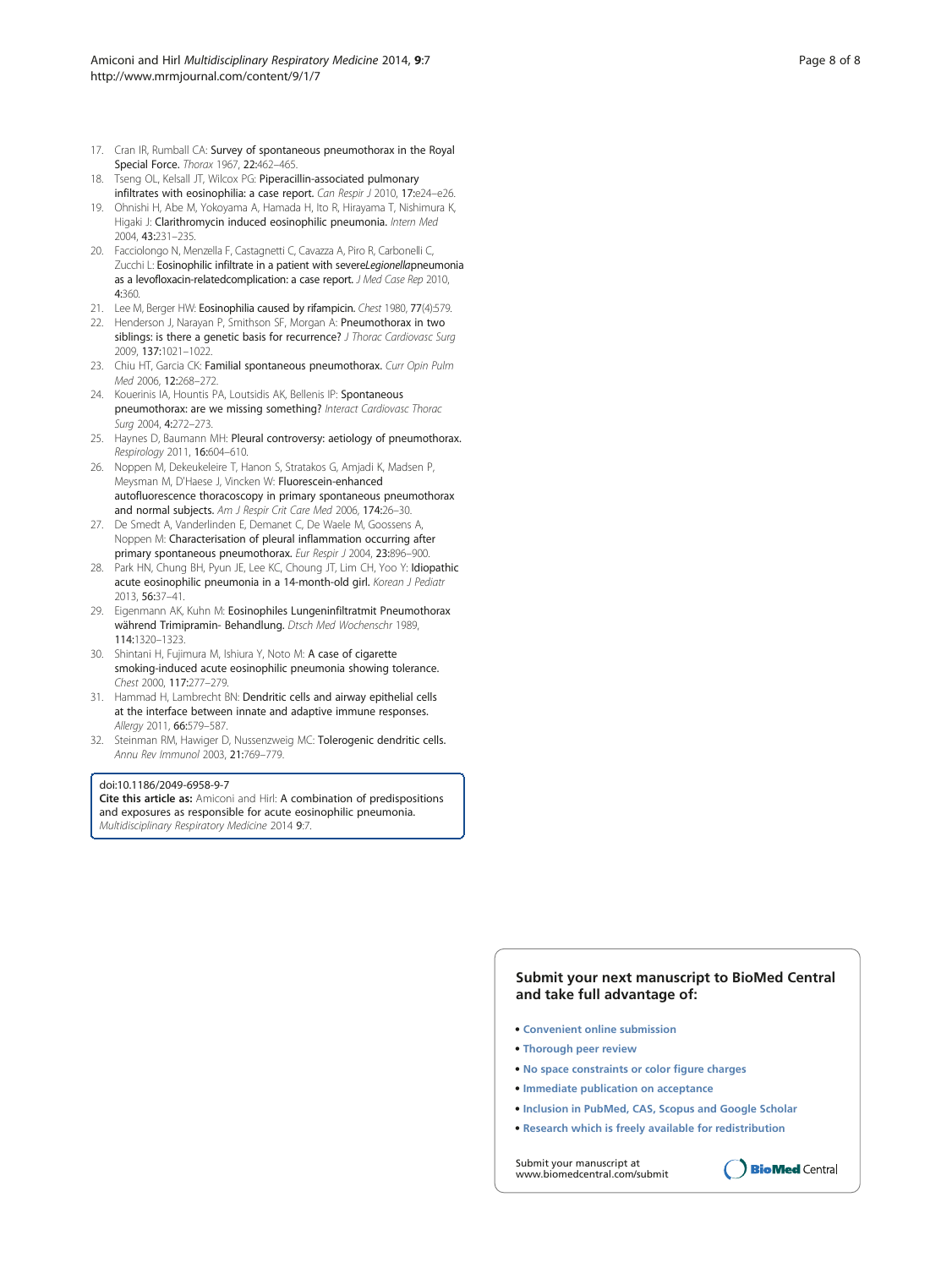17. Cran IR, Rumball CA: **Survey of spontaneous pneumothorax in the Royal Special Force.** *Thorax* 1967, **22:**462–465.
18. Tseng OL, Kelsall JT, Wilcox PG: **Piperacillin-associated pulmonary infiltrates with eosinophilia: a case report.** *Can Respir J* 2010, **17:**e24–e26.
19. Ohnishi H, Abe M, Yokoyama A, Hamada H, Ito R, Hirayama T, Nishimura K, Higaki J: **Clarithromycin induced eosinophilic pneumonia.** *Intern Med* 2004, **43:**231–235.
20. Facciolongo N, Menzella F, Castagnetti C, Cavazza A, Piro R, Carbonelli C, Zucchi L: **Eosinophilic infiltrate in a patient with severe*Legionella*pneumonia as a levofloxacin-relatedcomplication: a case report.** *J Med Case Rep* 2010, **4:**360.
21. Lee M, Berger HW: **Eosinophilia caused by rifampicin.** *Chest* 1980, **77**(4):579.
22. Henderson J, Narayan P, Smithson SF, Morgan A: **Pneumothorax in two siblings: is there a genetic basis for recurrence?** *J Thorac Cardiovasc Surg* 2009, **137:**1021–1022.
23. Chiu HT, Garcia CK: **Familial spontaneous pneumothorax.** *Curr Opin Pulm Med* 2006, **12:**268–272.
24. Kouerinis IA, Hountis PA, Loutsidis AK, Bellenis IP: **Spontaneous pneumothorax: are we missing something?** *Interact Cardiovasc Thorac Surg* 2004, **4:**272–273.
25. Haynes D, Baumann MH: **Pleural controversy: aetiology of pneumothorax.** *Respirology* 2011, **16:**604–610.
26. Noppen M, Dekeukeleire T, Hanon S, Stratakos G, Amjadi K, Madsen P, Meysman M, D'Haese J, Vincken W: **Fluorescein-enhanced autofluorescence thoracoscopy in primary spontaneous pneumothorax and normal subjects.** *Am J Respir Crit Care Med* 2006, **174:**26–30.
27. De Smedt A, Vanderlinden E, Demanet C, De Waele M, Goossens A, Noppen M: **Characterisation of pleural inflammation occurring after primary spontaneous pneumothorax.** *Eur Respir J* 2004, **23:**896–900.
28. Park HN, Chung BH, Pyun JE, Lee KC, Choung JT, Lim CH, Yoo Y: **Idiopathic acute eosinophilic pneumonia in a 14-month-old girl.** *Korean J Pediatr* 2013, **56:**37–41.
29. Eigenmann AK, Kuhn M: **Eosinophiles Lungeninfiltratmit Pneumothorax während Trimipramin- Behandlung.** *Dtsch Med Wochenschr* 1989, **114:**1320–1323.
30. Shintani H, Fujimura M, Ishiura Y, Noto M: **A case of cigarette smoking-induced acute eosinophilic pneumonia showing tolerance.** *Chest* 2000, **117:**277–279.
31. Hammad H, Lambrecht BN: **Dendritic cells and airway epithelial cells at the interface between innate and adaptive immune responses.** *Allergy* 2011, **66:**579–587.
32. Steinman RM, Hawiger D, Nussenzweig MC: **Tolerogenic dendritic cells.** *Annu Rev Immunol* 2003, **21:**769–779.

doi:10.1186/2049-6958-9-7

**Cite this article as:** Amiconi and Hirl: A combination of predispositions and exposures as responsible for acute eosinophilic pneumonia. *Multidisciplinary Respiratory Medicine* 2014 **9**:7.

**Submit your next manuscript to BioMed Central and take full advantage of:**

- **Convenient online submission**
- **Thorough peer review**
- **No space constraints or color figure charges**
- **Immediate publication on acceptance**
- **Inclusion in PubMed, CAS, Scopus and Google Scholar**
- **Research which is freely available for redistribution**

Submit your manuscript at www.biomedcentral.com/submit

BioMed Central